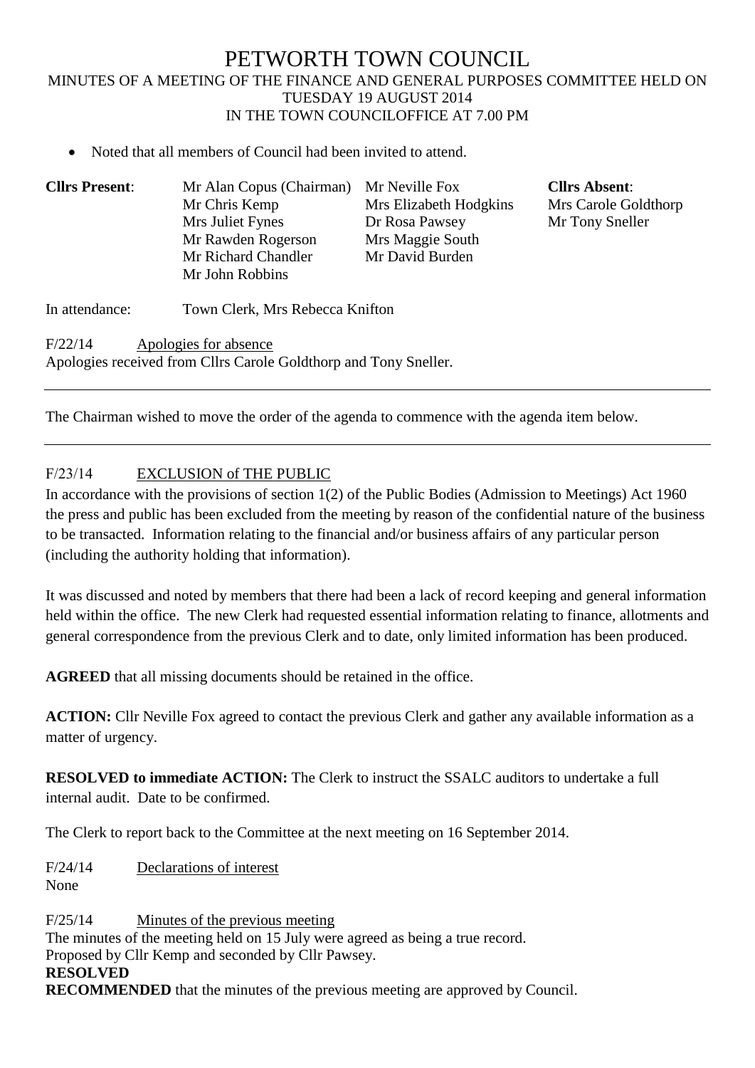# PETWORTH TOWN COUNCIL

MINUTES OF A MEETING OF THE FINANCE AND GENERAL PURPOSES COMMITTEE HELD ON TUESDAY 19 AUGUST 2014
IN THE TOWN COUNCILOFFICE AT 7.00 PM

- Noted that all members of Council had been invited to attend.

| **Cllrs Present**: | Mr Alan Copus (Chairman) | Mr Neville Fox | **Cllrs Absent**: |
|---|---|---|---|
| | Mr Chris Kemp | Mrs Elizabeth Hodgkins | Mrs Carole Goldthorp |
| | Mrs Juliet Fynes | Dr Rosa Pawsey | Mr Tony Sneller |
| | Mr Rawden Rogerson | Mrs Maggie South | |
| | Mr Richard Chandler | Mr David Burden | |
| | Mr John Robbins | | |

In attendance: Town Clerk, Mrs Rebecca Knifton

F/22/14 Apologies for absence
Apologies received from Cllrs Carole Goldthorp and Tony Sneller.

---

The Chairman wished to move the order of the agenda to commence with the agenda item below.

---

F/23/14 EXCLUSION of THE PUBLIC
In accordance with the provisions of section 1(2) of the Public Bodies (Admission to Meetings) Act 1960 the press and public has been excluded from the meeting by reason of the confidential nature of the business to be transacted. Information relating to the financial and/or business affairs of any particular person (including the authority holding that information).

It was discussed and noted by members that there had been a lack of record keeping and general information held within the office. The new Clerk had requested essential information relating to finance, allotments and general correspondence from the previous Clerk and to date, only limited information has been produced.

**AGREED** that all missing documents should be retained in the office.

**ACTION:** Cllr Neville Fox agreed to contact the previous Clerk and gather any available information as a matter of urgency.

**RESOLVED to immediate ACTION:** The Clerk to instruct the SSALC auditors to undertake a full internal audit. Date to be confirmed.

The Clerk to report back to the Committee at the next meeting on 16 September 2014.

F/24/14 Declarations of interest
None

F/25/14 Minutes of the previous meeting
The minutes of the meeting held on 15 July were agreed as being a true record.
Proposed by Cllr Kemp and seconded by Cllr Pawsey.
**RESOLVED**
**RECOMMENDED** that the minutes of the previous meeting are approved by Council.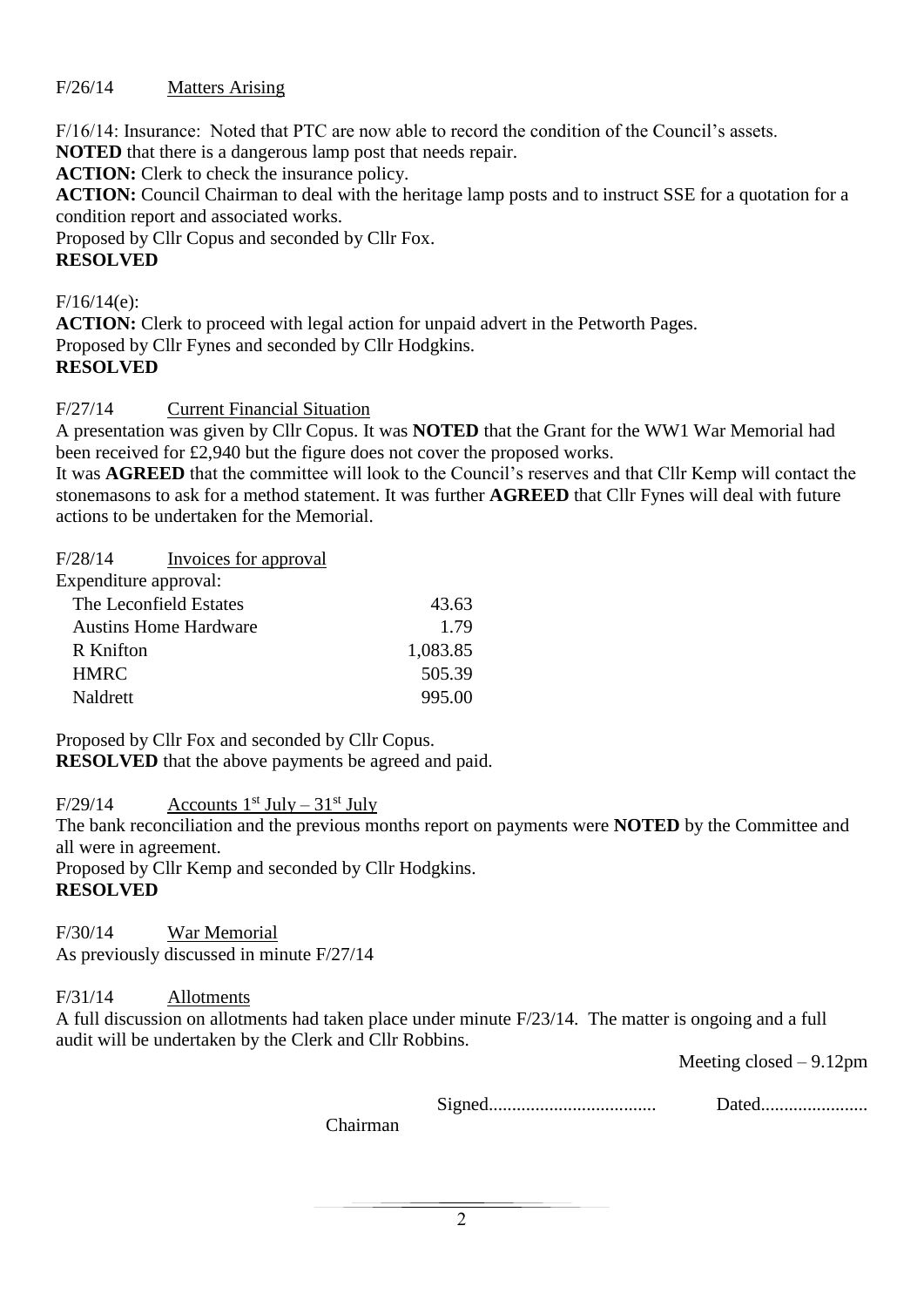F/26/14 Matters Arising

F/16/14: Insurance: Noted that PTC are now able to record the condition of the Council's assets.
**NOTED** that there is a dangerous lamp post that needs repair.
**ACTION:** Clerk to check the insurance policy.
**ACTION:** Council Chairman to deal with the heritage lamp posts and to instruct SSE for a quotation for a condition report and associated works.
Proposed by Cllr Copus and seconded by Cllr Fox.
**RESOLVED**

F/16/14(e):
**ACTION:** Clerk to proceed with legal action for unpaid advert in the Petworth Pages.
Proposed by Cllr Fynes and seconded by Cllr Hodgkins.
**RESOLVED**

F/27/14 Current Financial Situation

A presentation was given by Cllr Copus. It was **NOTED** that the Grant for the WW1 War Memorial had been received for £2,940 but the figure does not cover the proposed works.
It was **AGREED** that the committee will look to the Council's reserves and that Cllr Kemp will contact the stonemasons to ask for a method statement. It was further **AGREED** that Cllr Fynes will deal with future actions to be undertaken for the Memorial.

F/28/14 Invoices for approval

Expenditure approval:

| | |
|---|---|
| The Leconfield Estates | 43.63 |
| Austins Home Hardware | 1.79 |
| R Knifton | 1,083.85 |
| HMRC | 505.39 |
| Naldrett | 995.00 |

Proposed by Cllr Fox and seconded by Cllr Copus.
**RESOLVED** that the above payments be agreed and paid.

F/29/14 Accounts 1st July – 31st July

The bank reconciliation and the previous months report on payments were **NOTED** by the Committee and all were in agreement.
Proposed by Cllr Kemp and seconded by Cllr Hodgkins.
**RESOLVED**

F/30/14 War Memorial

As previously discussed in minute F/27/14

F/31/14 Allotments

A full discussion on allotments had taken place under minute F/23/14. The matter is ongoing and a full audit will be undertaken by the Clerk and Cllr Robbins.

Meeting closed – 9.12pm

Signed.................................... Dated.......................
Chairman